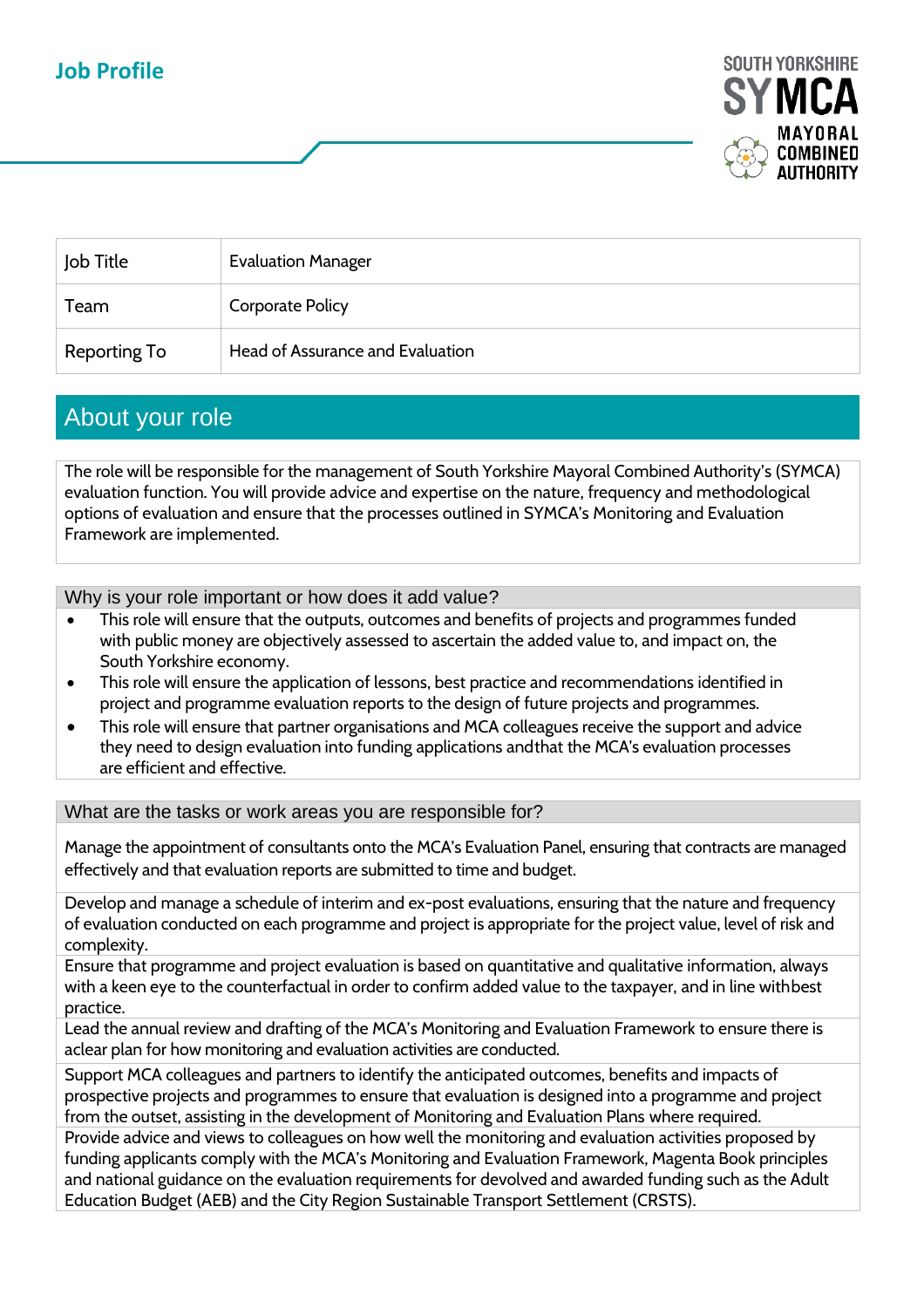# Job Profile

| Job Title | Evaluation Manager |
| --- | --- |
| Team | Corporate Policy |
| Reporting To | Head of Assurance and Evaluation |

## About your role

The role will be responsible for the management of South Yorkshire Mayoral Combined Authority's (SYMCA) evaluation function. You will provide advice and expertise on the nature, frequency and methodological options of evaluation and ensure that the processes outlined in SYMCA's Monitoring and Evaluation Framework are implemented.

### Why is your role important or how does it add value?

- This role will ensure that the outputs, outcomes and benefits of projects and programmes funded with public money are objectively assessed to ascertain the added value to, and impact on, the South Yorkshire economy.
- This role will ensure the application of lessons, best practice and recommendations identified in project and programme evaluation reports to the design of future projects and programmes.
- This role will ensure that partner organisations and MCA colleagues receive the support and advice they need to design evaluation into funding applications andthat the MCA's evaluation processes are efficient and effective.

### What are the tasks or work areas you are responsible for?

Manage the appointment of consultants onto the MCA's Evaluation Panel, ensuring that contracts are managed effectively and that evaluation reports are submitted to time and budget.

Develop and manage a schedule of interim and ex-post evaluations, ensuring that the nature and frequency of evaluation conducted on each programme and project is appropriate for the project value, level of risk and complexity.

Ensure that programme and project evaluation is based on quantitative and qualitative information, always with a keen eye to the counterfactual in order to confirm added value to the taxpayer, and in line withbest practice.

Lead the annual review and drafting of the MCA's Monitoring and Evaluation Framework to ensure there is aclear plan for how monitoring and evaluation activities are conducted.

Support MCA colleagues and partners to identify the anticipated outcomes, benefits and impacts of prospective projects and programmes to ensure that evaluation is designed into a programme and project from the outset, assisting in the development of Monitoring and Evaluation Plans where required.

Provide advice and views to colleagues on how well the monitoring and evaluation activities proposed by funding applicants comply with the MCA's Monitoring and Evaluation Framework, Magenta Book principles and national guidance on the evaluation requirements for devolved and awarded funding such as the Adult Education Budget (AEB) and the City Region Sustainable Transport Settlement (CRSTS).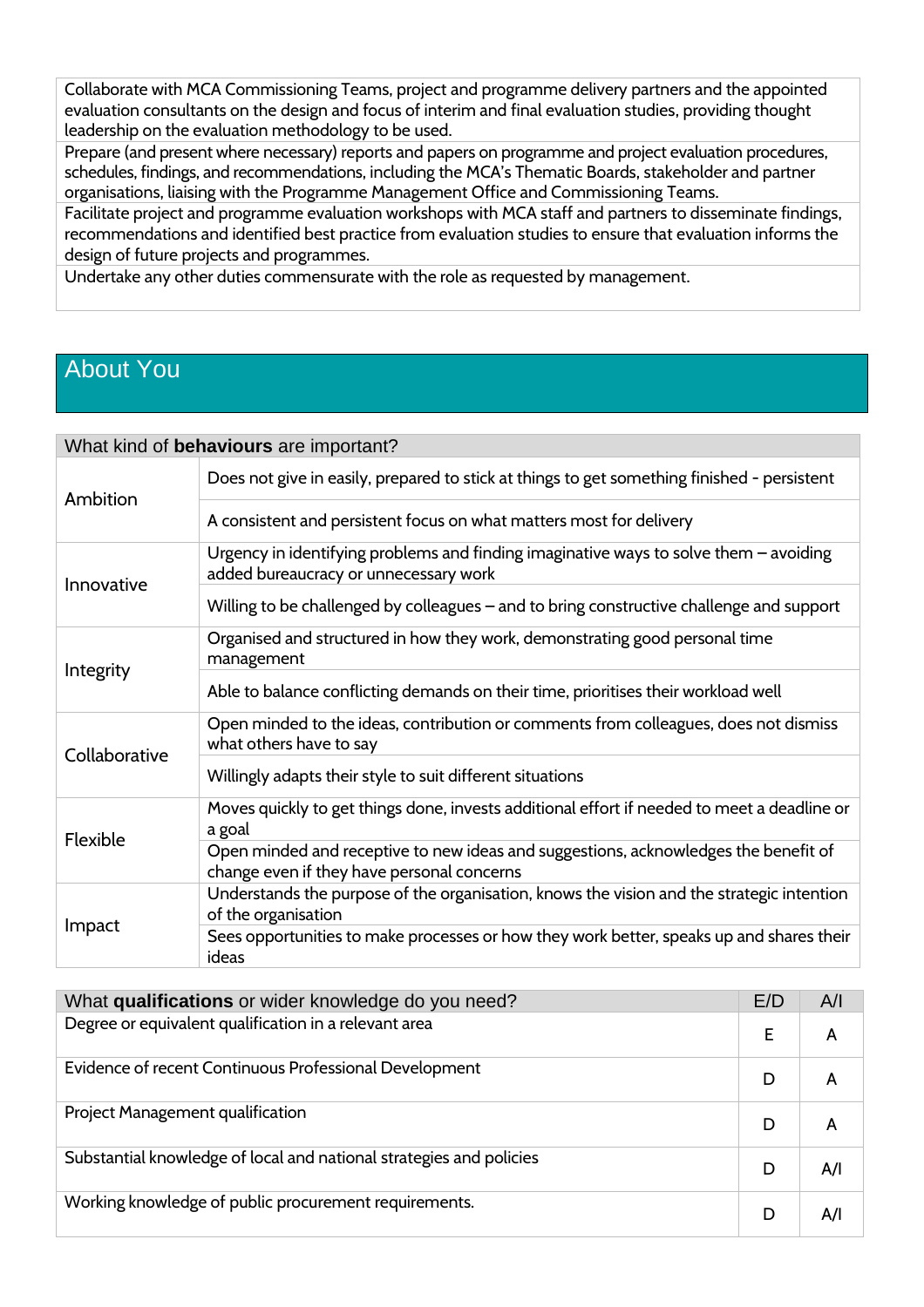| |
|---|
| Collaborate with MCA Commissioning Teams, project and programme delivery partners and the appointed evaluation consultants on the design and focus of interim and final evaluation studies, providing thought leadership on the evaluation methodology to be used. |
| Prepare (and present where necessary) reports and papers on programme and project evaluation procedures, schedules, findings, and recommendations, including the MCA's Thematic Boards, stakeholder and partner organisations, liaising with the Programme Management Office and Commissioning Teams. |
| Facilitate project and programme evaluation workshops with MCA staff and partners to disseminate findings, recommendations and identified best practice from evaluation studies to ensure that evaluation informs the design of future projects and programmes. |
| Undertake any other duties commensurate with the role as requested by management. |

## About You

| What kind of **behaviours** are important? | |
|---|---|
| Ambition | Does not give in easily, prepared to stick at things to get something finished - persistent |
| | A consistent and persistent focus on what matters most for delivery |
| Innovative | Urgency in identifying problems and finding imaginative ways to solve them – avoiding added bureaucracy or unnecessary work |
| | Willing to be challenged by colleagues – and to bring constructive challenge and support |
| Integrity | Organised and structured in how they work, demonstrating good personal time management |
| | Able to balance conflicting demands on their time, prioritises their workload well |
| Collaborative | Open minded to the ideas, contribution or comments from colleagues, does not dismiss what others have to say |
| | Willingly adapts their style to suit different situations |
| Flexible | Moves quickly to get things done, invests additional effort if needed to meet a deadline or a goal |
| | Open minded and receptive to new ideas and suggestions, acknowledges the benefit of change even if they have personal concerns |
| Impact | Understands the purpose of the organisation, knows the vision and the strategic intention of the organisation |
| | Sees opportunities to make processes or how they work better, speaks up and shares their ideas |

| What **qualifications** or wider knowledge do you need? | E/D | A/I |
|---|---|---|
| Degree or equivalent qualification in a relevant area | E | A |
| Evidence of recent Continuous Professional Development | D | A |
| Project Management qualification | D | A |
| Substantial knowledge of local and national strategies and policies | D | A/I |
| Working knowledge of public procurement requirements. | D | A/I |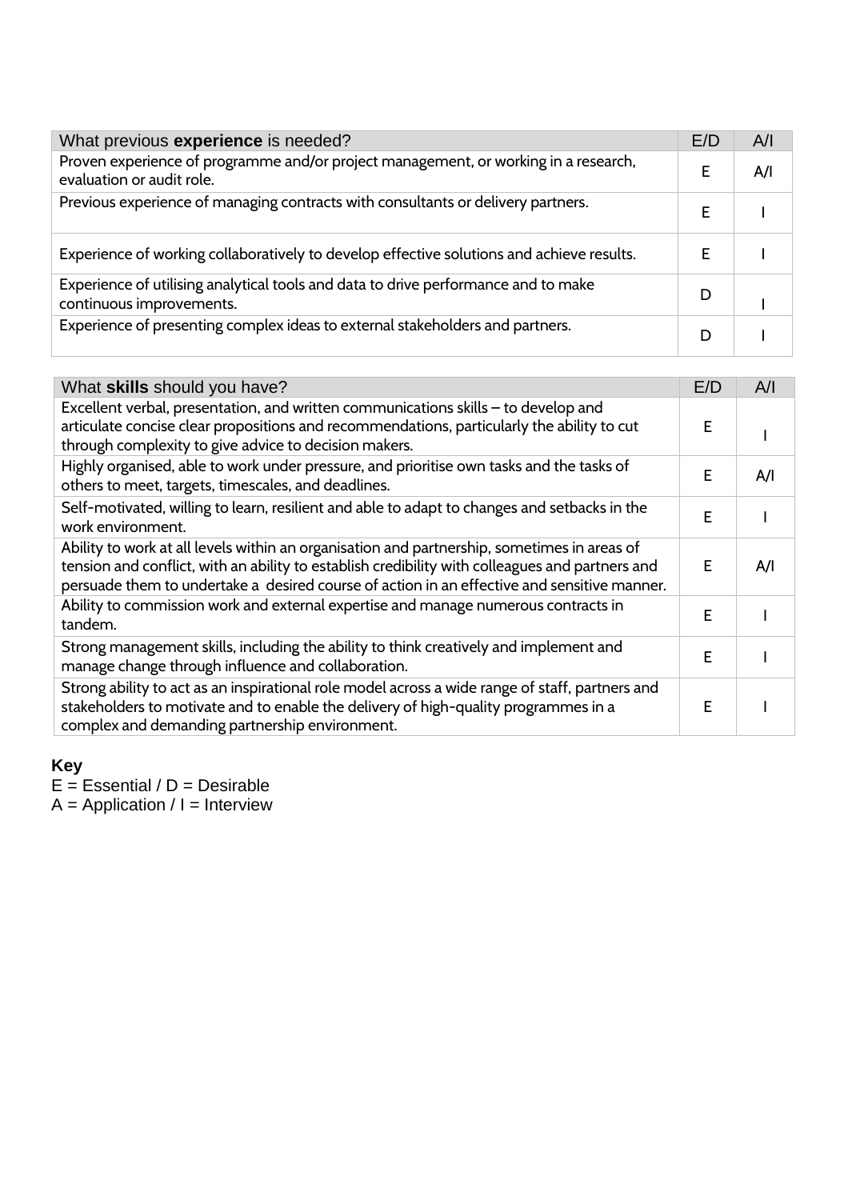| What previous **experience** is needed? | E/D | A/I |
|---|---|---|
| Proven experience of programme and/or project management, or working in a research, evaluation or audit role. | E | A/I |
| Previous experience of managing contracts with consultants or delivery partners. | E | I |
| Experience of working collaboratively to develop effective solutions and achieve results. | E | I |
| Experience of utilising analytical tools and data to drive performance and to make continuous improvements. | D | I |
| Experience of presenting complex ideas to external stakeholders and partners. | D | I |

| What **skills** should you have? | E/D | A/I |
|---|---|---|
| Excellent verbal, presentation, and written communications skills – to develop and articulate concise clear propositions and recommendations, particularly the ability to cut through complexity to give advice to decision makers. | E | I |
| Highly organised, able to work under pressure, and prioritise own tasks and the tasks of others to meet, targets, timescales, and deadlines. | E | A/I |
| Self-motivated, willing to learn, resilient and able to adapt to changes and setbacks in the work environment. | E | I |
| Ability to work at all levels within an organisation and partnership, sometimes in areas of tension and conflict, with an ability to establish credibility with colleagues and partners and persuade them to undertake a desired course of action in an effective and sensitive manner. | E | A/I |
| Ability to commission work and external expertise and manage numerous contracts in tandem. | E | I |
| Strong management skills, including the ability to think creatively and implement and manage change through influence and collaboration. | E | I |
| Strong ability to act as an inspirational role model across a wide range of staff, partners and stakeholders to motivate and to enable the delivery of high-quality programmes in a complex and demanding partnership environment. | E | I |

**Key**

E = Essential / D = Desirable
A = Application / I = Interview